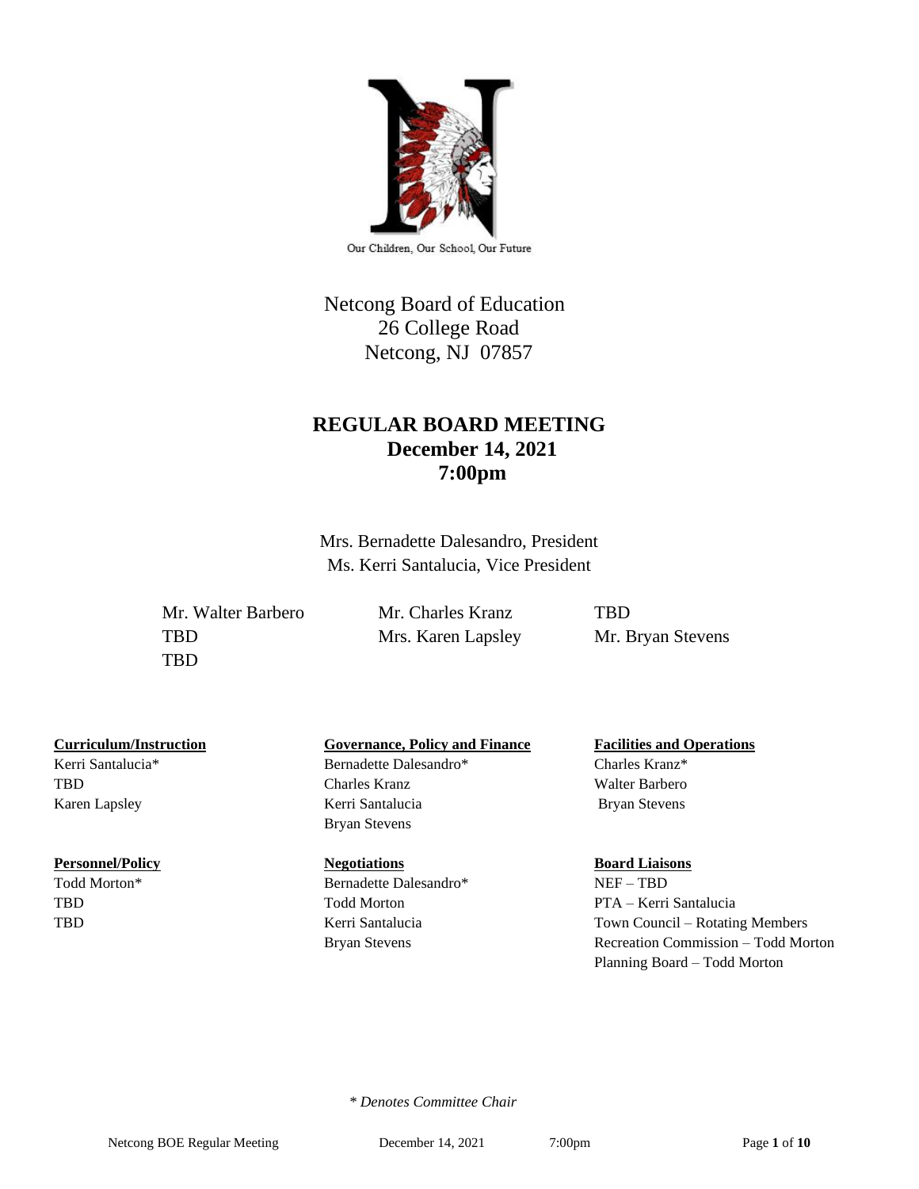Our Children, Our School, Our Future

Netcong Board of Education
26 College Road
Netcong, NJ 07857

# REGULAR BOARD MEETING
## December 14, 2021
## 7:00pm

Mrs. Bernadette Dalesandro, President
Ms. Kerri Santalucia, Vice President

Mr. Walter Barbero
TBD
TBD
Mr. Charles Kranz
Mrs. Karen Lapsley
TBD
Mr. Bryan Stevens

**Curriculum/Instruction**
Kerri Santalucia*
TBD
Karen Lapsley

**Governance, Policy and Finance**
Bernadette Dalesandro*
Charles Kranz
Kerri Santalucia
Bryan Stevens

**Facilities and Operations**
Charles Kranz*
Walter Barbero
Bryan Stevens

**Personnel/Policy**
Todd Morton*
TBD
TBD

**Negotiations**
Bernadette Dalesandro*
Todd Morton
Kerri Santalucia
Bryan Stevens

**Board Liaisons**
NEF – TBD
PTA – Kerri Santalucia
Town Council – Rotating Members
Recreation Commission – Todd Morton
Planning Board – Todd Morton

*\* Denotes Committee Chair*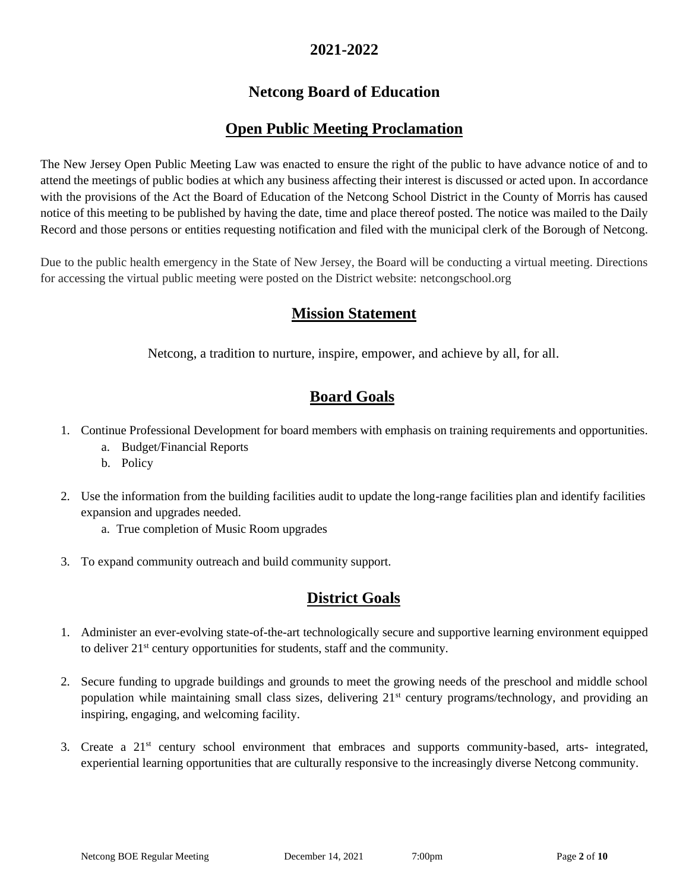## 2021-2022

## Netcong Board of Education

## Open Public Meeting Proclamation

The New Jersey Open Public Meeting Law was enacted to ensure the right of the public to have advance notice of and to attend the meetings of public bodies at which any business affecting their interest is discussed or acted upon. In accordance with the provisions of the Act the Board of Education of the Netcong School District in the County of Morris has caused notice of this meeting to be published by having the date, time and place thereof posted. The notice was mailed to the Daily Record and those persons or entities requesting notification and filed with the municipal clerk of the Borough of Netcong.

Due to the public health emergency in the State of New Jersey, the Board will be conducting a virtual meeting. Directions for accessing the virtual public meeting were posted on the District website: netcongschool.org

## Mission Statement

Netcong, a tradition to nurture, inspire, empower, and achieve by all, for all.

## Board Goals

1. Continue Professional Development for board members with emphasis on training requirements and opportunities.
   a. Budget/Financial Reports
   b. Policy
2. Use the information from the building facilities audit to update the long-range facilities plan and identify facilities expansion and upgrades needed.
   a. True completion of Music Room upgrades
3. To expand community outreach and build community support.

## District Goals

1. Administer an ever-evolving state-of-the-art technologically secure and supportive learning environment equipped to deliver 21st century opportunities for students, staff and the community.
2. Secure funding to upgrade buildings and grounds to meet the growing needs of the preschool and middle school population while maintaining small class sizes, delivering 21st century programs/technology, and providing an inspiring, engaging, and welcoming facility.
3. Create a 21st century school environment that embraces and supports community-based, arts- integrated, experiential learning opportunities that are culturally responsive to the increasingly diverse Netcong community.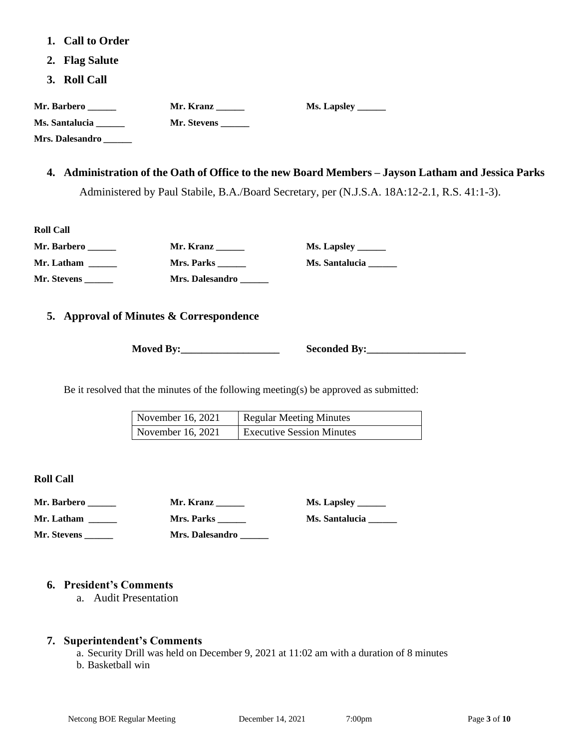1. **Call to Order**
2. **Flag Salute**
3. **Roll Call**

**Mr. Barbero ______** **Mr. Kranz ______** **Ms. Lapsley ______**

**Ms. Santalucia ______** **Mr. Stevens ______**

**Mrs. Dalesandro ______**

4. **Administration of the Oath of Office to the new Board Members – Jayson Latham and Jessica Parks**

   Administered by Paul Stabile, B.A./Board Secretary, per (N.J.S.A. 18A:12-2.1, R.S. 41:1-3).

**Roll Call**

**Mr. Barbero ______** **Mr. Kranz ______** **Ms. Lapsley ______**

**Mr. Latham ______** **Mrs. Parks ______** **Ms. Santalucia ______**

**Mr. Stevens ______** **Mrs. Dalesandro ______**

5. **Approval of Minutes & Correspondence**

**Moved By:___________________** **Seconded By:___________________**

Be it resolved that the minutes of the following meeting(s) be approved as submitted:

| November 16, 2021 | Regular Meeting Minutes |
|---|---|
| November 16, 2021 | Executive Session Minutes |

**Roll Call**

**Mr. Barbero ______** **Mr. Kranz ______** **Ms. Lapsley ______**

**Mr. Latham ______** **Mrs. Parks ______** **Ms. Santalucia ______**

**Mr. Stevens ______** **Mrs. Dalesandro ______**

6. **President's Comments**
   a. Audit Presentation

7. **Superintendent's Comments**
   a. Security Drill was held on December 9, 2021 at 11:02 am with a duration of 8 minutes
   b. Basketball win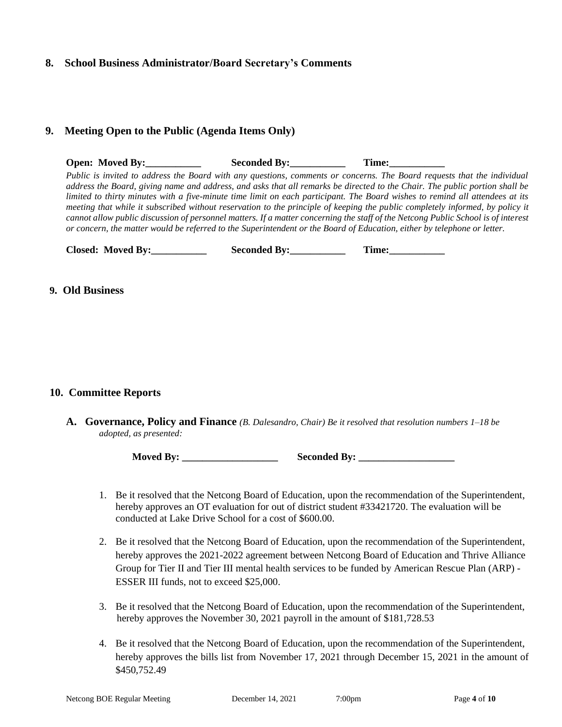## 8. School Business Administrator/Board Secretary's Comments

## 9. Meeting Open to the Public (Agenda Items Only)

**Open: Moved By:___________ Seconded By:___________ Time:___________**

*Public is invited to address the Board with any questions, comments or concerns. The Board requests that the individual address the Board, giving name and address, and asks that all remarks be directed to the Chair. The public portion shall be limited to thirty minutes with a five-minute time limit on each participant. The Board wishes to remind all attendees at its meeting that while it subscribed without reservation to the principle of keeping the public completely informed, by policy it cannot allow public discussion of personnel matters. If a matter concerning the staff of the Netcong Public School is of interest or concern, the matter would be referred to the Superintendent or the Board of Education, either by telephone or letter.*

**Closed: Moved By:___________ Seconded By:___________ Time:___________**

## 9. Old Business

## 10. Committee Reports

### A. Governance, Policy and Finance *(B. Dalesandro, Chair) Be it resolved that resolution numbers 1–18 be adopted, as presented:*

**Moved By: ___________________ Seconded By: ___________________**

1. Be it resolved that the Netcong Board of Education, upon the recommendation of the Superintendent, hereby approves an OT evaluation for out of district student #33421720. The evaluation will be conducted at Lake Drive School for a cost of $600.00.
2. Be it resolved that the Netcong Board of Education, upon the recommendation of the Superintendent, hereby approves the 2021-2022 agreement between Netcong Board of Education and Thrive Alliance Group for Tier II and Tier III mental health services to be funded by American Rescue Plan (ARP) - ESSER III funds, not to exceed $25,000.
3. Be it resolved that the Netcong Board of Education, upon the recommendation of the Superintendent, hereby approves the November 30, 2021 payroll in the amount of $181,728.53
4. Be it resolved that the Netcong Board of Education, upon the recommendation of the Superintendent, hereby approves the bills list from November 17, 2021 through December 15, 2021 in the amount of $450,752.49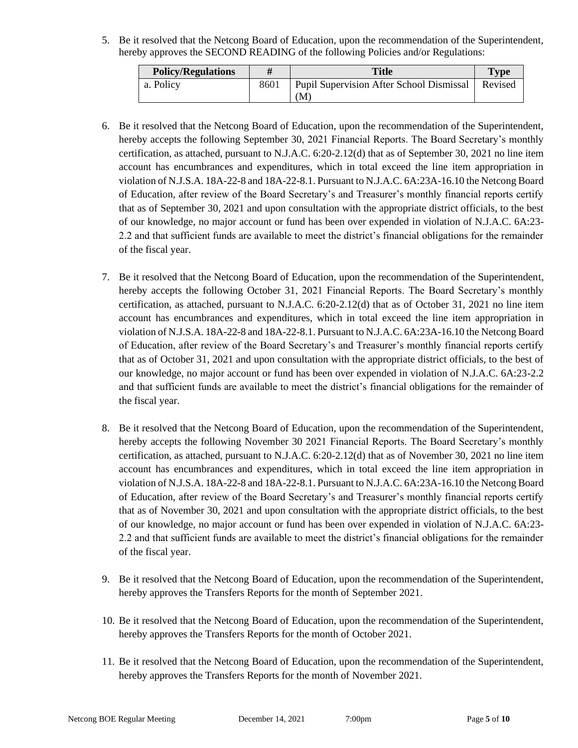5. Be it resolved that the Netcong Board of Education, upon the recommendation of the Superintendent, hereby approves the SECOND READING of the following Policies and/or Regulations:

| Policy/Regulations | # | Title | Type |
|---|---|---|---|
| a. Policy | 8601 | Pupil Supervision After School Dismissal (M) | Revised |

6. Be it resolved that the Netcong Board of Education, upon the recommendation of the Superintendent, hereby accepts the following September 30, 2021 Financial Reports. The Board Secretary's monthly certification, as attached, pursuant to N.J.A.C. 6:20-2.12(d) that as of September 30, 2021 no line item account has encumbrances and expenditures, which in total exceed the line item appropriation in violation of N.J.S.A. 18A-22-8 and 18A-22-8.1. Pursuant to N.J.A.C. 6A:23A-16.10 the Netcong Board of Education, after review of the Board Secretary's and Treasurer's monthly financial reports certify that as of September 30, 2021 and upon consultation with the appropriate district officials, to the best of our knowledge, no major account or fund has been over expended in violation of N.J.A.C. 6A:23-2.2 and that sufficient funds are available to meet the district's financial obligations for the remainder of the fiscal year.

7. Be it resolved that the Netcong Board of Education, upon the recommendation of the Superintendent, hereby accepts the following October 31, 2021 Financial Reports. The Board Secretary's monthly certification, as attached, pursuant to N.J.A.C. 6:20-2.12(d) that as of October 31, 2021 no line item account has encumbrances and expenditures, which in total exceed the line item appropriation in violation of N.J.S.A. 18A-22-8 and 18A-22-8.1. Pursuant to N.J.A.C. 6A:23A-16.10 the Netcong Board of Education, after review of the Board Secretary's and Treasurer's monthly financial reports certify that as of October 31, 2021 and upon consultation with the appropriate district officials, to the best of our knowledge, no major account or fund has been over expended in violation of N.J.A.C. 6A:23-2.2 and that sufficient funds are available to meet the district's financial obligations for the remainder of the fiscal year.

8. Be it resolved that the Netcong Board of Education, upon the recommendation of the Superintendent, hereby accepts the following November 30 2021 Financial Reports. The Board Secretary's monthly certification, as attached, pursuant to N.J.A.C. 6:20-2.12(d) that as of November 30, 2021 no line item account has encumbrances and expenditures, which in total exceed the line item appropriation in violation of N.J.S.A. 18A-22-8 and 18A-22-8.1. Pursuant to N.J.A.C. 6A:23A-16.10 the Netcong Board of Education, after review of the Board Secretary's and Treasurer's monthly financial reports certify that as of November 30, 2021 and upon consultation with the appropriate district officials, to the best of our knowledge, no major account or fund has been over expended in violation of N.J.A.C. 6A:23-2.2 and that sufficient funds are available to meet the district's financial obligations for the remainder of the fiscal year.

9. Be it resolved that the Netcong Board of Education, upon the recommendation of the Superintendent, hereby approves the Transfers Reports for the month of September 2021.

10. Be it resolved that the Netcong Board of Education, upon the recommendation of the Superintendent, hereby approves the Transfers Reports for the month of October 2021.

11. Be it resolved that the Netcong Board of Education, upon the recommendation of the Superintendent, hereby approves the Transfers Reports for the month of November 2021.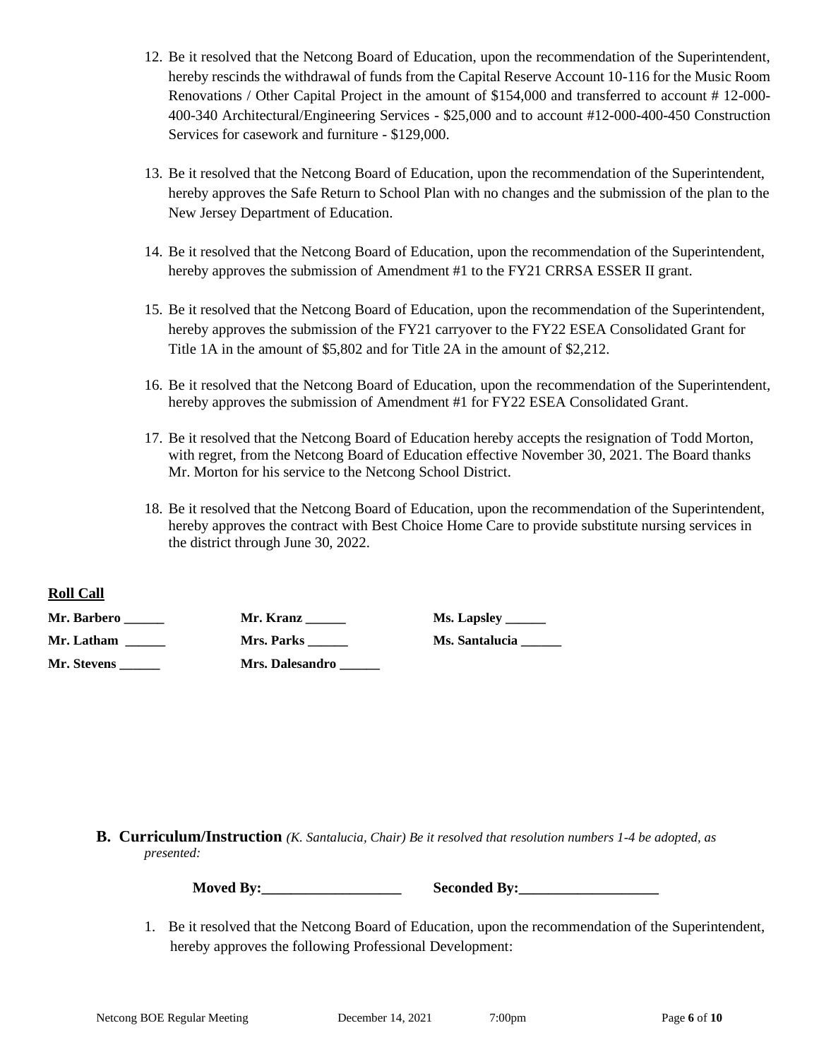12. Be it resolved that the Netcong Board of Education, upon the recommendation of the Superintendent, hereby rescinds the withdrawal of funds from the Capital Reserve Account 10-116 for the Music Room Renovations / Other Capital Project in the amount of $154,000 and transferred to account # 12-000-400-340 Architectural/Engineering Services - $25,000 and to account #12-000-400-450 Construction Services for casework and furniture - $129,000.

13. Be it resolved that the Netcong Board of Education, upon the recommendation of the Superintendent, hereby approves the Safe Return to School Plan with no changes and the submission of the plan to the New Jersey Department of Education.

14. Be it resolved that the Netcong Board of Education, upon the recommendation of the Superintendent, hereby approves the submission of Amendment #1 to the FY21 CRRSA ESSER II grant.

15. Be it resolved that the Netcong Board of Education, upon the recommendation of the Superintendent, hereby approves the submission of the FY21 carryover to the FY22 ESEA Consolidated Grant for Title 1A in the amount of $5,802 and for Title 2A in the amount of $2,212.

16. Be it resolved that the Netcong Board of Education, upon the recommendation of the Superintendent, hereby approves the submission of Amendment #1 for FY22 ESEA Consolidated Grant.

17. Be it resolved that the Netcong Board of Education hereby accepts the resignation of Todd Morton, with regret, from the Netcong Board of Education effective November 30, 2021. The Board thanks Mr. Morton for his service to the Netcong School District.

18. Be it resolved that the Netcong Board of Education, upon the recommendation of the Superintendent, hereby approves the contract with Best Choice Home Care to provide substitute nursing services in the district through June 30, 2022.

**Roll Call**

**Mr. Barbero ______** **Mr. Kranz ______** **Ms. Lapsley ______**

**Mr. Latham ______** **Mrs. Parks ______** **Ms. Santalucia ______**

**Mr. Stevens ______** **Mrs. Dalesandro ______**

## B. Curriculum/Instruction *(K. Santalucia, Chair) Be it resolved that resolution numbers 1-4 be adopted, as presented:*

**Moved By:___________________** **Seconded By:___________________**

1. Be it resolved that the Netcong Board of Education, upon the recommendation of the Superintendent, hereby approves the following Professional Development: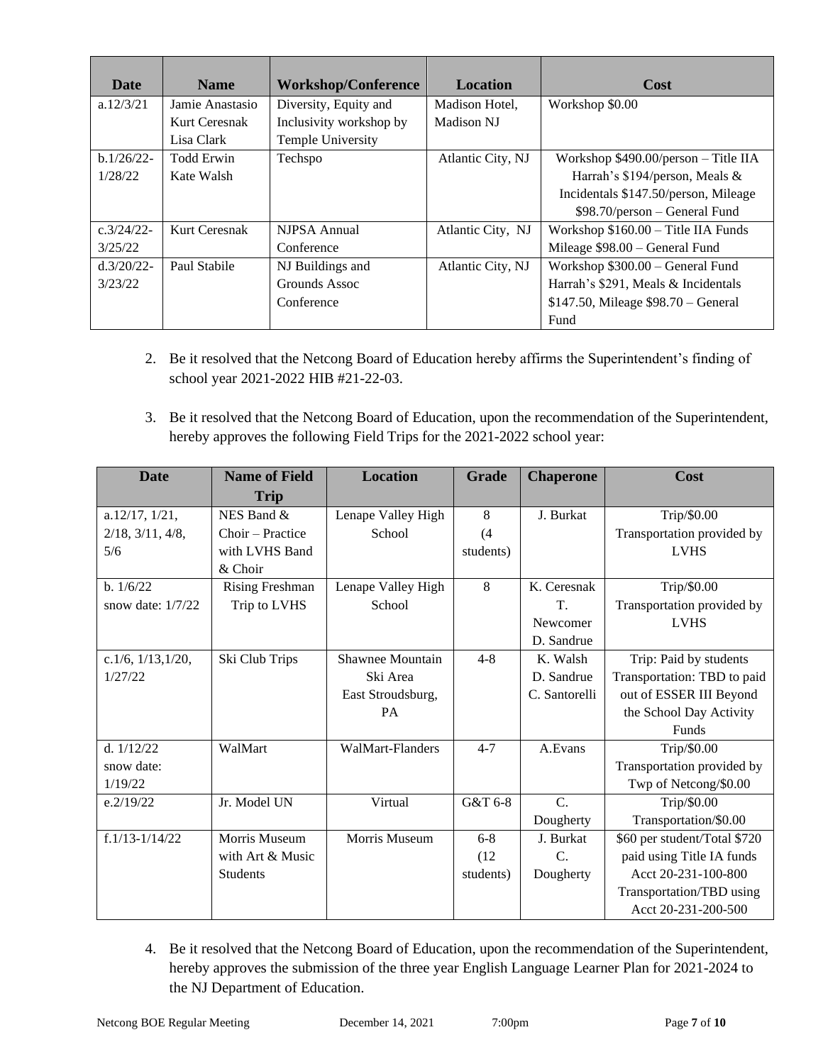| Date | Name | Workshop/Conference | Location | Cost |
|---|---|---|---|---|
| a.12/3/21 | Jamie Anastasio Kurt Ceresnak Lisa Clark | Diversity, Equity and Inclusivity workshop by Temple University | Madison Hotel, Madison NJ | Workshop $0.00 |
| b.1/26/22-1/28/22 | Todd Erwin Kate Walsh | Techspo | Atlantic City, NJ | Workshop $490.00/person – Title IIA Harrah's $194/person, Meals & Incidentals $147.50/person, Mileage $98.70/person – General Fund |
| c.3/24/22-3/25/22 | Kurt Ceresnak | NJPSA Annual Conference | Atlantic City, NJ | Workshop $160.00 – Title IIA Funds Mileage $98.00 – General Fund |
| d.3/20/22-3/23/22 | Paul Stabile | NJ Buildings and Grounds Assoc Conference | Atlantic City, NJ | Workshop $300.00 – General Fund Harrah's $291, Meals & Incidentals $147.50, Mileage $98.70 – General Fund |

2. Be it resolved that the Netcong Board of Education hereby affirms the Superintendent's finding of school year 2021-2022 HIB #21-22-03.

3. Be it resolved that the Netcong Board of Education, upon the recommendation of the Superintendent, hereby approves the following Field Trips for the 2021-2022 school year:

| Date | Name of Field Trip | Location | Grade | Chaperone | Cost |
|---|---|---|---|---|---|
| a.12/17, 1/21, 2/18, 3/11, 4/8, 5/6 | NES Band & Choir – Practice with LVHS Band & Choir | Lenape Valley High School | 8 (4 students) | J. Burkat | Trip/$0.00 Transportation provided by LVHS |
| b. 1/6/22 snow date: 1/7/22 | Rising Freshman Trip to LVHS | Lenape Valley High School | 8 | K. Ceresnak T. Newcomer D. Sandrue | Trip/$0.00 Transportation provided by LVHS |
| c.1/6, 1/13,1/20, 1/27/22 | Ski Club Trips | Shawnee Mountain Ski Area East Stroudsburg, PA | 4-8 | K. Walsh D. Sandrue C. Santorelli | Trip: Paid by students Transportation: TBD to paid out of ESSER III Beyond the School Day Activity Funds |
| d. 1/12/22 snow date: 1/19/22 | WalMart | WalMart-Flanders | 4-7 | A.Evans | Trip/$0.00 Transportation provided by Twp of Netcong/$0.00 |
| e.2/19/22 | Jr. Model UN | Virtual | G&T 6-8 | C. Dougherty | Trip/$0.00 Transportation/$0.00 |
| f.1/13-1/14/22 | Morris Museum with Art & Music Students | Morris Museum | 6-8 (12 students) | J. Burkat C. Dougherty | $60 per student/Total $720 paid using Title IA funds Acct 20-231-100-800 Transportation/TBD using Acct 20-231-200-500 |

4. Be it resolved that the Netcong Board of Education, upon the recommendation of the Superintendent, hereby approves the submission of the three year English Language Learner Plan for 2021-2024 to the NJ Department of Education.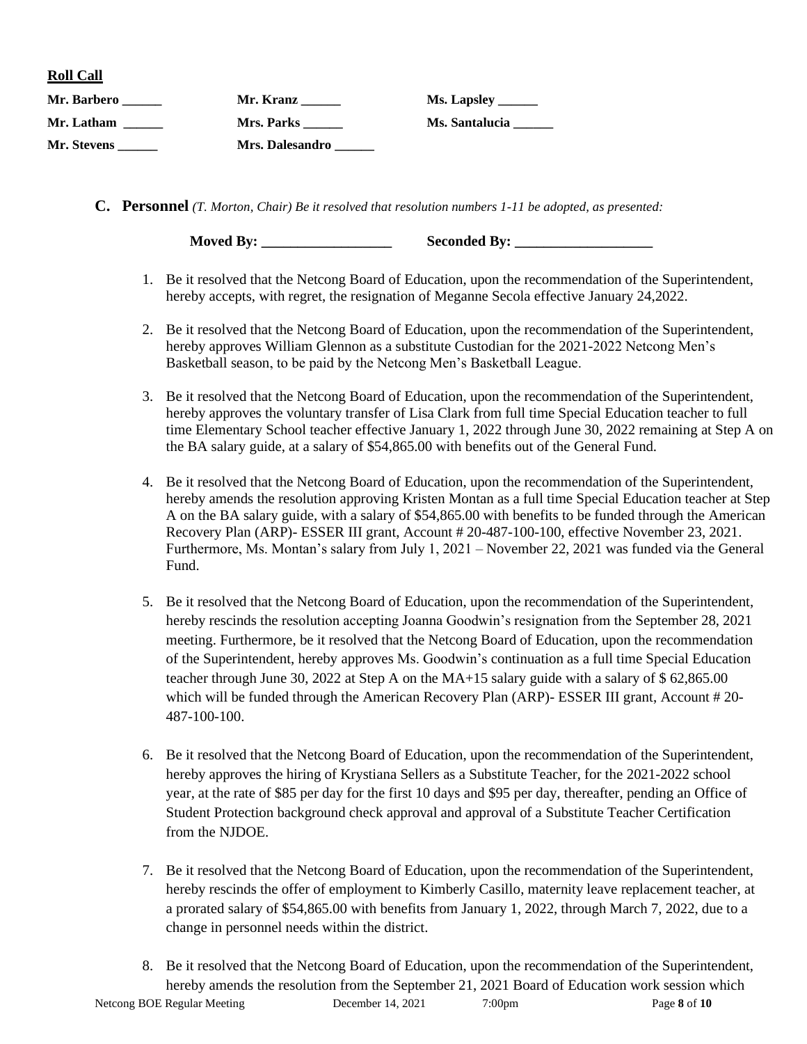**Roll Call**

| | | |
|---|---|---|
| **Mr. Barbero ______** | **Mr. Kranz ______** | **Ms. Lapsley ______** |
| **Mr. Latham ______** | **Mrs. Parks ______** | **Ms. Santalucia ______** |
| **Mr. Stevens ______** | **Mrs. Dalesandro ______** | |

**C. Personnel** *(T. Morton, Chair) Be it resolved that resolution numbers 1-11 be adopted, as presented:*

**Moved By: ___________________ Seconded By: ____________________**

1. Be it resolved that the Netcong Board of Education, upon the recommendation of the Superintendent, hereby accepts, with regret, the resignation of Meganne Secola effective January 24,2022.

2. Be it resolved that the Netcong Board of Education, upon the recommendation of the Superintendent, hereby approves William Glennon as a substitute Custodian for the 2021-2022 Netcong Men's Basketball season, to be paid by the Netcong Men's Basketball League.

3. Be it resolved that the Netcong Board of Education, upon the recommendation of the Superintendent, hereby approves the voluntary transfer of Lisa Clark from full time Special Education teacher to full time Elementary School teacher effective January 1, 2022 through June 30, 2022 remaining at Step A on the BA salary guide, at a salary of $54,865.00 with benefits out of the General Fund.

4. Be it resolved that the Netcong Board of Education, upon the recommendation of the Superintendent, hereby amends the resolution approving Kristen Montan as a full time Special Education teacher at Step A on the BA salary guide, with a salary of $54,865.00 with benefits to be funded through the American Recovery Plan (ARP)- ESSER III grant, Account # 20-487-100-100, effective November 23, 2021. Furthermore, Ms. Montan's salary from July 1, 2021 – November 22, 2021 was funded via the General Fund.

5. Be it resolved that the Netcong Board of Education, upon the recommendation of the Superintendent, hereby rescinds the resolution accepting Joanna Goodwin's resignation from the September 28, 2021 meeting. Furthermore, be it resolved that the Netcong Board of Education, upon the recommendation of the Superintendent, hereby approves Ms. Goodwin's continuation as a full time Special Education teacher through June 30, 2022 at Step A on the MA+15 salary guide with a salary of $ 62,865.00 which will be funded through the American Recovery Plan (ARP)- ESSER III grant, Account # 20-487-100-100.

6. Be it resolved that the Netcong Board of Education, upon the recommendation of the Superintendent, hereby approves the hiring of Krystiana Sellers as a Substitute Teacher, for the 2021-2022 school year, at the rate of $85 per day for the first 10 days and $95 per day, thereafter, pending an Office of Student Protection background check approval and approval of a Substitute Teacher Certification from the NJDOE.

7. Be it resolved that the Netcong Board of Education, upon the recommendation of the Superintendent, hereby rescinds the offer of employment to Kimberly Casillo, maternity leave replacement teacher, at a prorated salary of $54,865.00 with benefits from January 1, 2022, through March 7, 2022, due to a change in personnel needs within the district.

8. Be it resolved that the Netcong Board of Education, upon the recommendation of the Superintendent, hereby amends the resolution from the September 21, 2021 Board of Education work session which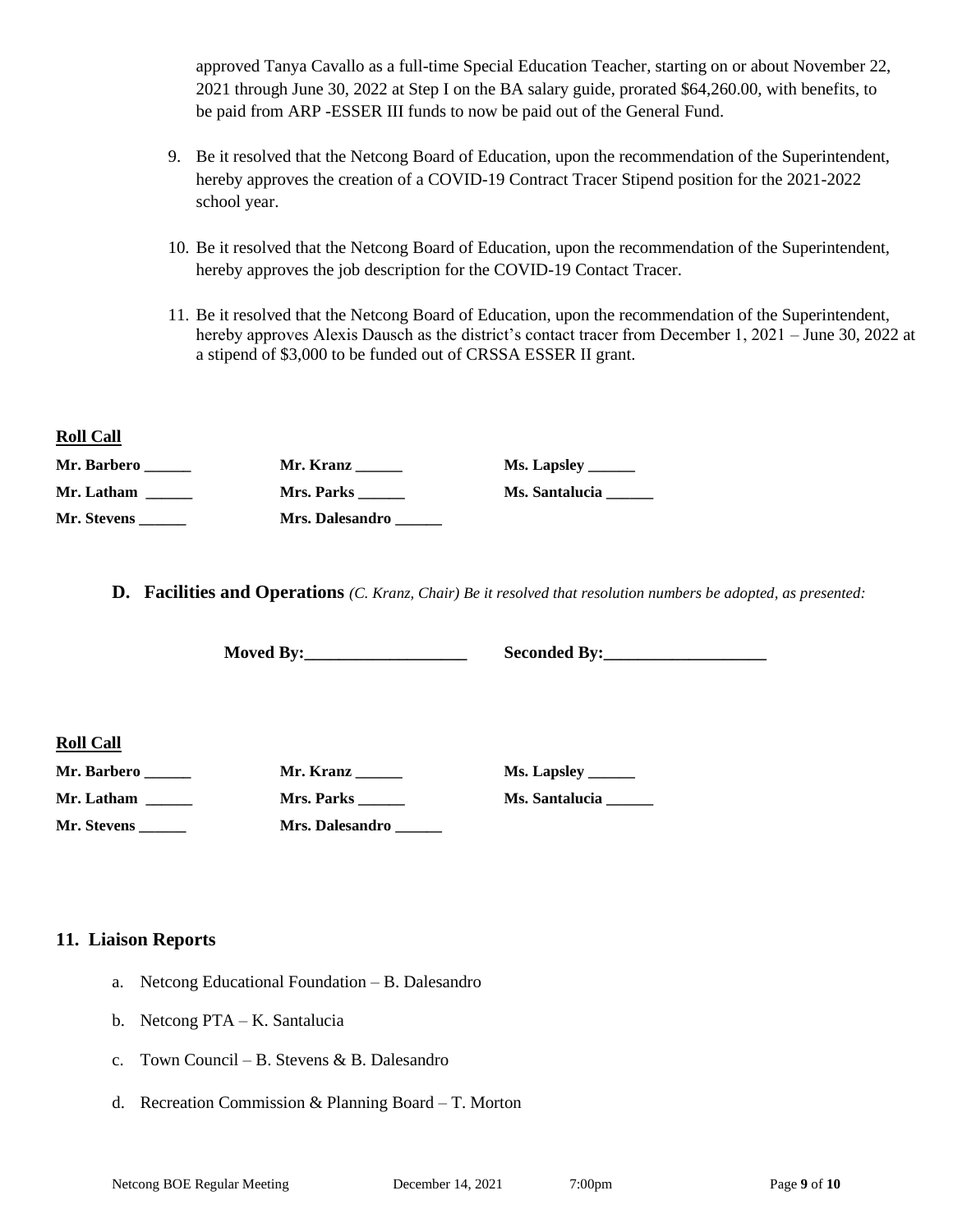approved Tanya Cavallo as a full-time Special Education Teacher, starting on or about November 22, 2021 through June 30, 2022 at Step I on the BA salary guide, prorated $64,260.00, with benefits, to be paid from ARP -ESSER III funds to now be paid out of the General Fund.

9. Be it resolved that the Netcong Board of Education, upon the recommendation of the Superintendent, hereby approves the creation of a COVID-19 Contract Tracer Stipend position for the 2021-2022 school year.

10. Be it resolved that the Netcong Board of Education, upon the recommendation of the Superintendent, hereby approves the job description for the COVID-19 Contact Tracer.

11. Be it resolved that the Netcong Board of Education, upon the recommendation of the Superintendent, hereby approves Alexis Dausch as the district's contact tracer from December 1, 2021 – June 30, 2022 at a stipend of $3,000 to be funded out of CRSSA ESSER II grant.

**Roll Call**

| | | |
|---|---|---|
| **Mr. Barbero ______** | **Mr. Kranz ______** | **Ms. Lapsley ______** |
| **Mr. Latham ______** | **Mrs. Parks ______** | **Ms. Santalucia ______** |
| **Mr. Stevens ______** | **Mrs. Dalesandro ______** | |

**D. Facilities and Operations** *(C. Kranz, Chair) Be it resolved that resolution numbers be adopted, as presented:*

**Moved By:____________________** **Seconded By:____________________**

**Roll Call**

| | | |
|---|---|---|
| **Mr. Barbero ______** | **Mr. Kranz ______** | **Ms. Lapsley ______** |
| **Mr. Latham ______** | **Mrs. Parks ______** | **Ms. Santalucia ______** |
| **Mr. Stevens ______** | **Mrs. Dalesandro ______** | |

## 11. Liaison Reports

a. Netcong Educational Foundation – B. Dalesandro

b. Netcong PTA – K. Santalucia

c. Town Council – B. Stevens & B. Dalesandro

d. Recreation Commission & Planning Board – T. Morton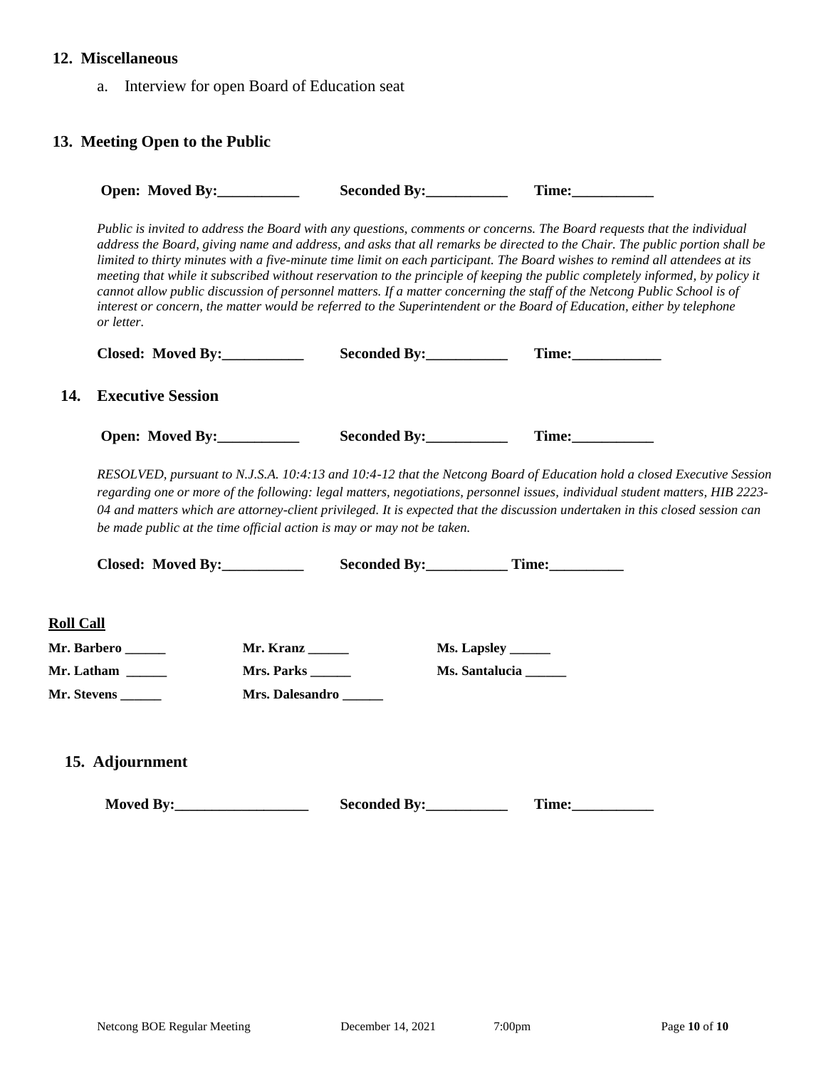## 12. Miscellaneous

a. Interview for open Board of Education seat

## 13. Meeting Open to the Public

**Open: Moved By:___________ Seconded By:___________ Time:___________**

*Public is invited to address the Board with any questions, comments or concerns. The Board requests that the individual address the Board, giving name and address, and asks that all remarks be directed to the Chair. The public portion shall be limited to thirty minutes with a five-minute time limit on each participant. The Board wishes to remind all attendees at its meeting that while it subscribed without reservation to the principle of keeping the public completely informed, by policy it cannot allow public discussion of personnel matters. If a matter concerning the staff of the Netcong Public School is of interest or concern, the matter would be referred to the Superintendent or the Board of Education, either by telephone or letter.*

**Closed: Moved By:___________ Seconded By:___________ Time:____________**

## 14. Executive Session

**Open: Moved By:___________ Seconded By:___________ Time:___________**

*RESOLVED, pursuant to N.J.S.A. 10:4:13 and 10:4-12 that the Netcong Board of Education hold a closed Executive Session regarding one or more of the following: legal matters, negotiations, personnel issues, individual student matters, HIB 2223-04 and matters which are attorney-client privileged. It is expected that the discussion undertaken in this closed session can be made public at the time official action is may or may not be taken.*

**Closed: Moved By:___________ Seconded By:___________ Time:__________**

**Roll Call**

**Mr. Barbero ______** **Mr. Kranz ______** **Ms. Lapsley ______**

**Mr. Latham ______** **Mrs. Parks ______** **Ms. Santalucia ______**

**Mr. Stevens ______** **Mrs. Dalesandro ______**

## 15. Adjournment

**Moved By:__________________ Seconded By:___________ Time:___________**